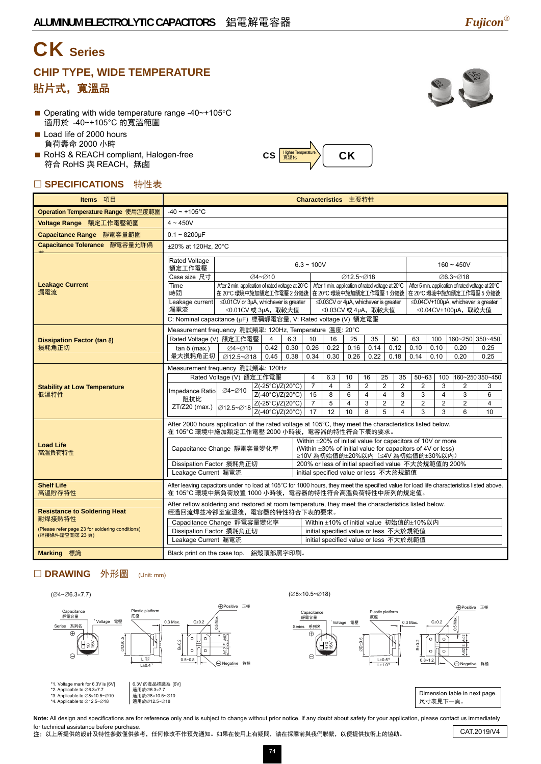# CK Series

## CHIP TYPE, WIDE TEMPERATURE

## 貼片式，寬溫品

- Operating with wide temperature range -40~+105°C
  適用於 -40~+105°C 的寬溫範圍
- Load life of 2000 hours
  負荷壽命 2000 小時
- RoHS & REACH compliant, Halogen-free
  符合 RoHS 與 REACH，無鹵

CS → Higher Temperature 高溫化 → CK

## ☐ SPECIFICATIONS 特性表

| Items 項目 | Characteristics 主要特性 |
|---|---|
| Operation Temperature Range 使用溫度範圍 | -40 ~ +105°C |
| Voltage Range 額定工作電壓範圍 | 4 ~ 450V |
| Capacitance Range 靜電容量範圍 | 0.1 ~ 8200μF |
| Capacitance Tolerance 靜電容量允許偏差 | ±20% at 120Hz, 20°C |

**Leakage Current 漏電流**

| Rated Voltage 額定工作電壓 | 6.3 ~ 100V | | 160 ~ 450V |
|---|---|---|---|
| Case size 尺寸 | ∅4~∅10 | ∅12.5~∅18 | ∅6.3~∅18 |
| Time 時間 | After 2 min. application of rated voltage at 20°C 在 20°C 環境中施加額定工作電壓 2 分鐘後 | After 1 min. application of rated voltage at 20°C 在 20°C 環境中施加額定工作電壓 1 分鐘後 | After 5 min. application of rated voltage at 20°C 在 20°C 環境中施加額定工作電壓 5 分鐘後 |
| Leakage current 漏電流 | ≤0.01CV or 3μA, whichever is greater ≤0.01CV 或 3μA，取較大值 | ≤0.03CV or 4μA, whichever is greater ≤0.03CV 或 4μA，取較大值 | ≤0.04CV+100μA, whichever is greater ≤0.04CV+100μA，取較大值 |

C: Nominal capacitance (μF) 標稱靜電容量, V: Rated voltage (V) 額定電壓

**Dissipation Factor (tan δ) 損耗角正切**

Measurement frequency 測試頻率: 120Hz, Temperature 溫度: 20°C

| Rated Voltage (V) 額定工作電壓 | | 4 | 6.3 | 10 | 16 | 25 | 35 | 50 | 63 | 100 | 160~250 | 350~450 |
|---|---|---|---|---|---|---|---|---|---|---|---|---|
| tan δ (max.) 最大損耗角正切 | ∅4~∅10 | 0.42 | 0.30 | 0.26 | 0.22 | 0.16 | 0.14 | 0.12 | 0.10 | 0.10 | 0.20 | 0.25 |
| | ∅12.5~∅18 | 0.45 | 0.38 | 0.34 | 0.30 | 0.26 | 0.22 | 0.18 | 0.14 | 0.10 | 0.20 | 0.25 |

**Stability at Low Temperature 低溫特性**

Measurement frequency 測試頻率: 120Hz

| Rated Voltage (V) 額定工作電壓 | | | 4 | 6.3 | 10 | 16 | 25 | 35 | 50~63 | 100 | 160~250 | 350~450 |
|---|---|---|---|---|---|---|---|---|---|---|---|---|
| Impedance Ratio 阻抗比 ZT/Z20 (max.) | ∅4~∅10 | Z(-25°C)/Z(20°C) | 7 | 4 | 3 | 2 | 2 | 2 | 2 | 3 | 2 | 3 |
| | | Z(-40°C)/Z(20°C) | 15 | 8 | 6 | 4 | 4 | 3 | 3 | 4 | 3 | 6 |
| | ∅12.5~∅18 | Z(-25°C)/Z(20°C) | 7 | 5 | 4 | 3 | 2 | 2 | 2 | 2 | 2 | 4 |
| | | Z(-40°C)/Z(20°C) | 17 | 12 | 10 | 8 | 5 | 4 | 3 | 3 | 6 | 10 |

**Load Life 高溫負荷特性**

After 2000 hours application of the rated voltage at 105°C, they meet the characteristics listed below.
在 105°C 環境中施加額定工作電壓 2000 小時後，電容器的特性符合下表的要求。

| Item | Requirement |
|---|---|
| Capacitance Change 靜電容量變化率 | Within ±20% of initial value for capacitors of 10V or more (Within ±30% of initial value for capacitors of 4V or less) ≥10V 為初始值的±20%以內（≤4V 為初始值的±30%以內） |
| Dissipation Factor 損耗角正切 | 200% or less of initial specified value 不大於規範值的 200% |
| Leakage Current 漏電流 | initial specified value or less 不大於規範值 |

**Shelf Life 高溫貯存特性**

After leaving capacitors under no load at 105°C for 1000 hours, they meet the specified value for load life characteristics listed above.
在 105°C 環境中無負荷放置 1000 小時後，電容器的特性符合高溫負荷特性中所列的規定值。

**Resistance to Soldering Heat 耐焊接熱特性**
(Please refer page 23 for soldering conditions) (焊接條件請查閱第 23 頁)

After reflow soldering and restored at room temperature, they meet the characteristics listed below.
經過回流焊並冷卻至室溫後，電容器的特性符合下表的要求。

| Item | Requirement |
|---|---|
| Capacitance Change 靜電容量變化率 | Within ±10% of initial value 初始值的±10%以內 |
| Dissipation Factor 損耗角正切 | initial specified value or less 不大於規範值 |
| Leakage Current 漏電流 | initial specified value or less 不大於規範值 |

**Marking 標識**

Black print on the case top. 鋁殼頂部黑字印刷。

## ☐ DRAWING 外形圖 (Unit: mm)

(∅4~∅6.3×7.7)　　(∅8×10.5~∅18)

Capacitance 靜電容量 · Voltage 電壓 · Series 系列名 · Plastic platform 底座 · Positive 正極 · Negative 負極

*1. Voltage mark for 6.3V is [6V] 6.3V 的產品標識為 [6V]
*2. Applicable to ∅6.3×7.7 適用於∅6.3×7.7
*3. Applicable to ∅8×10.5~∅10 適用於∅8×10.5~∅10
*4. Applicable to ∅12.5~∅18 適用於∅12.5~∅18

Dimension table in next page. 尺寸表見下一頁。

**Note:** All design and specifications are for reference only and is subject to change without prior notice. If any doubt about safety for your application, please contact us immediately for technical assistance before purchase.
**注**：以上所提供的設計及特性參數僅供參考，任何修改不作預先通知。如果在使用上有疑問，請在採購前與我們聯繫，以便提供技術上的協助。

CAT.2019/V4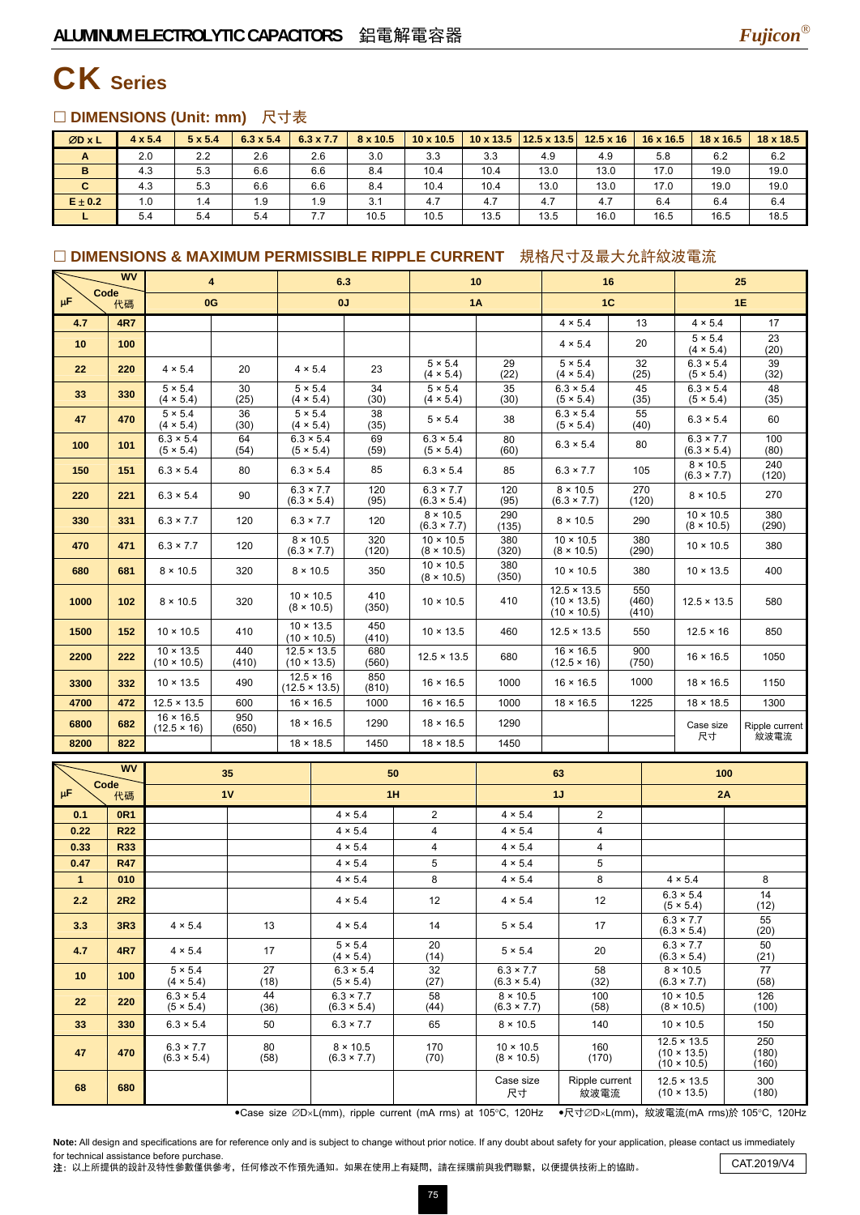# CK Series

## □ DIMENSIONS (Unit: mm) 尺寸表

| ØD x L | 4 x 5.4 | 5 x 5.4 | 6.3 x 5.4 | 6.3 x 7.7 | 8 x 10.5 | 10 x 10.5 | 10 x 13.5 | 12.5 x 13.5 | 12.5 x 16 | 16 x 16.5 | 18 x 16.5 | 18 x 18.5 |
|---|---|---|---|---|---|---|---|---|---|---|---|---|
| A | 2.0 | 2.2 | 2.6 | 2.6 | 3.0 | 3.3 | 3.3 | 4.9 | 4.9 | 5.8 | 6.2 | 6.2 |
| B | 4.3 | 5.3 | 6.6 | 6.6 | 8.4 | 10.4 | 10.4 | 13.0 | 13.0 | 17.0 | 19.0 | 19.0 |
| C | 4.3 | 5.3 | 6.6 | 6.6 | 8.4 | 10.4 | 10.4 | 13.0 | 13.0 | 17.0 | 19.0 | 19.0 |
| E ± 0.2 | 1.0 | 1.4 | 1.9 | 1.9 | 3.1 | 4.7 | 4.7 | 4.7 | 4.7 | 6.4 | 6.4 | 6.4 |
| L | 5.4 | 5.4 | 5.4 | 7.7 | 10.5 | 10.5 | 13.5 | 13.5 | 16.0 | 16.5 | 16.5 | 18.5 |

## □ DIMENSIONS & MAXIMUM PERMISSIBLE RIPPLE CURRENT 規格尺寸及最大允許紋波電流

| µF \ WV | Code 代碼 | 4 | | 6.3 | | 10 | | 16 | | 25 | |
|---|---|---|---|---|---|---|---|---|---|---|---|
| | | 0G | | 0J | | 1A | | 1C | | 1E | |
| 4.7 | 4R7 | | | | | | | 4 × 5.4 | 13 | 4 × 5.4 | 17 |
| 10 | 100 | | | | | | | 4 × 5.4 | 20 | 5 × 5.4 (4 × 5.4) | 23 (20) |
| 22 | 220 | 4 × 5.4 | 20 | 4 × 5.4 | 23 | 5 × 5.4 (4 × 5.4) | 29 (22) | 5 × 5.4 (4 × 5.4) | 32 (25) | 6.3 × 5.4 (5 × 5.4) | 39 (32) |
| 33 | 330 | 5 × 5.4 (4 × 5.4) | 30 (25) | 5 × 5.4 (4 × 5.4) | 34 (30) | 5 × 5.4 (4 × 5.4) | 35 (30) | 6.3 × 5.4 (5 × 5.4) | 45 (35) | 6.3 × 5.4 (5 × 5.4) | 48 (35) |
| 47 | 470 | 5 × 5.4 (4 × 5.4) | 36 (30) | 5 × 5.4 (4 × 5.4) | 38 (35) | 5 × 5.4 | 38 | 6.3 × 5.4 (5 × 5.4) | 55 (40) | 6.3 × 5.4 | 60 |
| 100 | 101 | 6.3 × 5.4 (5 × 5.4) | 64 (54) | 6.3 × 5.4 (5 × 5.4) | 69 (59) | 6.3 × 5.4 (5 × 5.4) | 80 (60) | 6.3 × 5.4 | 80 | 6.3 × 7.7 (6.3 × 5.4) | 100 (80) |
| 150 | 151 | 6.3 × 5.4 | 80 | 6.3 × 5.4 | 85 | 6.3 × 5.4 | 85 | 6.3 × 7.7 | 105 | 8 × 10.5 (6.3 × 7.7) | 240 (120) |
| 220 | 221 | 6.3 × 5.4 | 90 | 6.3 × 7.7 (6.3 × 5.4) | 120 (95) | 6.3 × 7.7 (6.3 × 5.4) | 120 (95) | 8 × 10.5 (6.3 × 7.7) | 270 (120) | 8 × 10.5 | 270 |
| 330 | 331 | 6.3 × 7.7 | 120 | 6.3 × 7.7 | 120 | 8 × 10.5 (6.3 × 7.7) | 290 (135) | 8 × 10.5 | 290 | 10 × 10.5 (8 × 10.5) | 380 (290) |
| 470 | 471 | 6.3 × 7.7 | 120 | 8 × 10.5 (6.3 × 7.7) | 320 (120) | 10 × 10.5 (8 × 10.5) | 380 (320) | 10 × 10.5 (8 × 10.5) | 380 (290) | 10 × 10.5 | 380 |
| 680 | 681 | 8 × 10.5 | 320 | 8 × 10.5 | 350 | 10 × 10.5 (8 × 10.5) | 380 (350) | 10 × 10.5 | 380 | 10 × 13.5 | 400 |
| 1000 | 102 | 8 × 10.5 | 320 | 10 × 10.5 (8 × 10.5) | 410 (350) | 10 × 10.5 | 410 | 12.5 × 13.5 (10 × 13.5) (10 × 10.5) | 550 (460) (410) | 12.5 × 13.5 | 580 |
| 1500 | 152 | 10 × 10.5 | 410 | 10 × 13.5 (10 × 10.5) | 450 (410) | 10 × 13.5 | 460 | 12.5 × 13.5 | 550 | 12.5 × 16 | 850 |
| 2200 | 222 | 10 × 13.5 (10 × 10.5) | 440 (410) | 12.5 × 13.5 (10 × 13.5) | 680 (560) | 12.5 × 13.5 | 680 | 16 × 16.5 (12.5 × 16) | 900 (750) | 16 × 16.5 | 1050 |
| 3300 | 332 | 10 × 13.5 | 490 | 12.5 × 16 (12.5 × 13.5) | 850 (810) | 16 × 16.5 | 1000 | 16 × 16.5 | 1000 | 18 × 16.5 | 1150 |
| 4700 | 472 | 12.5 × 13.5 | 600 | 16 × 16.5 | 1000 | 16 × 16.5 | 1000 | 18 × 16.5 | 1225 | 18 × 18.5 | 1300 |
| 6800 | 682 | 16 × 16.5 (12.5 × 16) | 950 (650) | 18 × 16.5 | 1290 | 18 × 16.5 | 1290 | | | Case size 尺寸 | Ripple current 紋波電流 |
| 8200 | 822 | | | 18 × 18.5 | 1450 | 18 × 18.5 | 1450 | | | | |

| µF \ WV | Code 代碼 | 35 | | 50 | | 63 | | 100 | |
|---|---|---|---|---|---|---|---|---|---|
| | | 1V | | 1H | | 1J | | 2A | |
| 0.1 | 0R1 | | | 4 × 5.4 | 2 | 4 × 5.4 | 2 | | |
| 0.22 | R22 | | | 4 × 5.4 | 4 | 4 × 5.4 | 4 | | |
| 0.33 | R33 | | | 4 × 5.4 | 4 | 4 × 5.4 | 4 | | |
| 0.47 | R47 | | | 4 × 5.4 | 5 | 4 × 5.4 | 5 | | |
| 1 | 010 | | | 4 × 5.4 | 8 | 4 × 5.4 | 8 | 4 × 5.4 | 8 |
| 2.2 | 2R2 | | | 4 × 5.4 | 12 | 4 × 5.4 | 12 | 6.3 × 5.4 (5 × 5.4) | 14 (12) |
| 3.3 | 3R3 | 4 × 5.4 | 13 | 4 × 5.4 | 14 | 5 × 5.4 | 17 | 6.3 × 7.7 (6.3 × 5.4) | 55 (20) |
| 4.7 | 4R7 | 4 × 5.4 | 17 | 5 × 5.4 (4 × 5.4) | 20 (14) | 5 × 5.4 | 20 | 6.3 × 7.7 (6.3 × 5.4) | 50 (21) |
| 10 | 100 | 5 × 5.4 (4 × 5.4) | 27 (18) | 6.3 × 5.4 (5 × 5.4) | 32 (27) | 6.3 × 7.7 (6.3 × 5.4) | 58 (32) | 8 × 10.5 (6.3 × 7.7) | 77 (58) |
| 22 | 220 | 6.3 × 5.4 (5 × 5.4) | 44 (36) | 6.3 × 7.7 (6.3 × 5.4) | 58 (44) | 8 × 10.5 (6.3 × 7.7) | 100 (58) | 10 × 10.5 (8 × 10.5) | 126 (100) |
| 33 | 330 | 6.3 × 5.4 | 50 | 6.3 × 7.7 | 65 | 8 × 10.5 | 140 | 10 × 10.5 | 150 |
| 47 | 470 | 6.3 × 7.7 (6.3 × 5.4) | 80 (58) | 8 × 10.5 (6.3 × 7.7) | 170 (70) | 10 × 10.5 (8 × 10.5) | 160 (170) | 12.5 × 13.5 (10 × 13.5) (10 × 10.5) | 250 (180) (160) |
| 68 | 680 | | | | | Case size 尺寸 | Ripple current 紋波電流 | 12.5 × 13.5 (10 × 13.5) | 300 (180) |

•Case size ∅D×L(mm), ripple current (mA rms) at 105°C, 120Hz •尺寸∅D×L(mm)，紋波電流(mA rms)於 105°C, 120Hz

**Note:** All design and specifications are for reference only and is subject to change without prior notice. If any doubt about safety for your application, please contact us immediately for technical assistance before purchase.
**注：** 以上所提供的設計及特性參數僅供參考，任何修改不作預先通知。如果在使用上有疑問，請在採購前與我們聯繫，以便提供技術上的協助。

CAT.2019/V4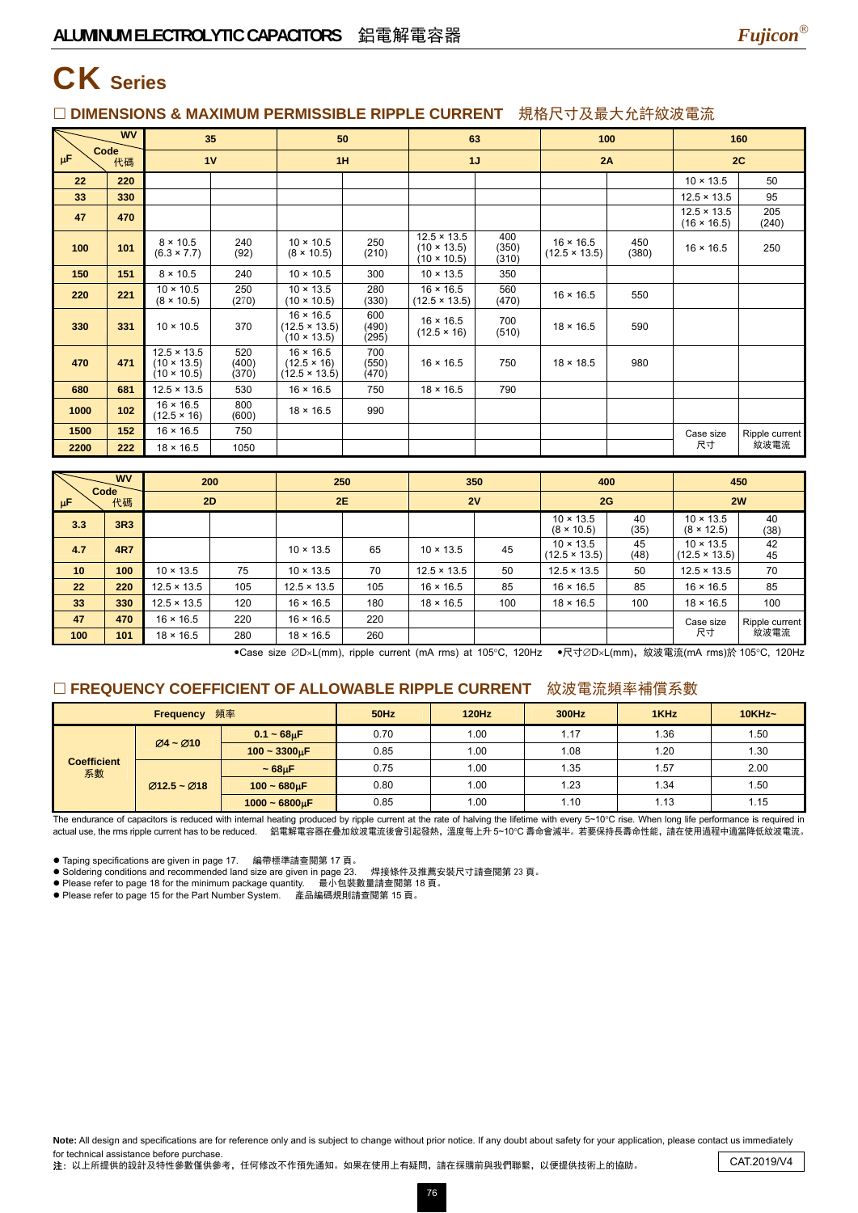# CK Series

## □ DIMENSIONS & MAXIMUM PERMISSIBLE RIPPLE CURRENT 規格尺寸及最大允許紋波電流

| μF | WV / Code 代碼 | 35 | | 50 | | 63 | | 100 | | 160 | |
|---|---|---|---|---|---|---|---|---|---|---|---|
| | | 1V | | 1H | | 1J | | 2A | | 2C | |
| 22 | 220 | | | | | | | | | 10 × 13.5 | 50 |
| 33 | 330 | | | | | | | | | 12.5 × 13.5 | 95 |
| 47 | 470 | | | | | | | | | 12.5 × 13.5 (16 × 16.5) | 205 (240) |
| 100 | 101 | 8 × 10.5 (6.3 × 7.7) | 240 (92) | 10 × 10.5 (8 × 10.5) | 250 (210) | 12.5 × 13.5 (10 × 13.5) (10 × 10.5) | 400 (350) (310) | 16 × 16.5 (12.5 × 13.5) | 450 (380) | 16 × 16.5 | 250 |
| 150 | 151 | 8 × 10.5 | 240 | 10 × 10.5 | 300 | 10 × 13.5 | 350 | | | | |
| 220 | 221 | 10 × 10.5 (8 × 10.5) | 250 (270) | 10 × 13.5 (10 × 10.5) | 280 (330) | 16 × 16.5 (12.5 × 13.5) | 560 (470) | 16 × 16.5 | 550 | | |
| 330 | 331 | 10 × 10.5 | 370 | 16 × 16.5 (12.5 × 13.5) (10 × 13.5) | 600 (490) (295) | 16 × 16.5 (12.5 × 16) | 700 (510) | 18 × 16.5 | 590 | | |
| 470 | 471 | 12.5 × 13.5 (10 × 13.5) (10 × 10.5) | 520 (400) (370) | 16 × 16.5 (12.5 × 16) (12.5 × 13.5) | 700 (550) (470) | 16 × 16.5 | 750 | 18 × 18.5 | 980 | | |
| 680 | 681 | 12.5 × 13.5 | 530 | 16 × 16.5 | 750 | 18 × 16.5 | 790 | | | | |
| 1000 | 102 | 16 × 16.5 (12.5 × 16) | 800 (600) | 18 × 16.5 | 990 | | | | | | |
| 1500 | 152 | 16 × 16.5 | 750 | | | | | | | Case size 尺寸 | Ripple current 紋波電流 |
| 2200 | 222 | 18 × 16.5 | 1050 | | | | | | | | |

| μF | WV / Code 代碼 | 200 | | 250 | | 350 | | 400 | | 450 | |
|---|---|---|---|---|---|---|---|---|---|---|---|
| | | 2D | | 2E | | 2V | | 2G | | 2W | |
| 3.3 | 3R3 | | | | | | | 10 × 13.5 (8 × 10.5) | 40 (35) | 10 × 13.5 (8 × 12.5) | 40 (38) |
| 4.7 | 4R7 | | | 10 × 13.5 | 65 | 10 × 13.5 | 45 | 10 × 13.5 (12.5 × 13.5) | 45 (48) | 10 × 13.5 (12.5 × 13.5) | 42 45 |
| 10 | 100 | 10 × 13.5 | 75 | 10 × 13.5 | 70 | 12.5 × 13.5 | 50 | 12.5 × 13.5 | 50 | 12.5 × 13.5 | 70 |
| 22 | 220 | 12.5 × 13.5 | 105 | 12.5 × 13.5 | 105 | 16 × 16.5 | 85 | 16 × 16.5 | 85 | 16 × 16.5 | 85 |
| 33 | 330 | 12.5 × 13.5 | 120 | 16 × 16.5 | 180 | 18 × 16.5 | 100 | 18 × 16.5 | 100 | 18 × 16.5 | 100 |
| 47 | 470 | 16 × 16.5 | 220 | 16 × 16.5 | 220 | | | | | Case size 尺寸 | Ripple current 紋波電流 |
| 100 | 101 | 18 × 16.5 | 280 | 18 × 16.5 | 260 | | | | | | |

•Case size ∅D×L(mm), ripple current (mA rms) at 105°C, 120Hz •尺寸∅D×L(mm)，紋波電流(mA rms)於 105°C, 120Hz

## □ FREQUENCY COEFFICIENT OF ALLOWABLE RIPPLE CURRENT 紋波電流頻率補償系數

| Frequency 頻率 | | | 50Hz | 120Hz | 300Hz | 1KHz | 10KHz~ |
|---|---|---|---|---|---|---|---|
| Coefficient 系數 | ∅4 ~ ∅10 | 0.1 ~ 68μF | 0.70 | 1.00 | 1.17 | 1.36 | 1.50 |
| | | 100 ~ 3300μF | 0.85 | 1.00 | 1.08 | 1.20 | 1.30 |
| | ∅12.5 ~ ∅18 | ~ 68μF | 0.75 | 1.00 | 1.35 | 1.57 | 2.00 |
| | | 100 ~ 680μF | 0.80 | 1.00 | 1.23 | 1.34 | 1.50 |
| | | 1000 ~ 6800μF | 0.85 | 1.00 | 1.10 | 1.13 | 1.15 |

The endurance of capacitors is reduced with internal heating produced by ripple current at the rate of halving the lifetime with every 5~10°C rise. When long life performance is required in actual use, the rms ripple current has to be reduced. 鋁電解電容器在疊加紋波電流後會引起發熱，溫度每上升 5~10°C 壽命會減半。若要保持長壽命性能，請在使用過程中適當降低紋波電流。

- Taping specifications are given in page 17. 編帶標準請查閱第 17 頁。
- Soldering conditions and recommended land size are given in page 23. 焊接條件及推薦安裝尺寸請查閱第 23 頁。
- Please refer to page 18 for the minimum package quantity. 最小包裝數量請查閱第 18 頁。
- Please refer to page 15 for the Part Number System. 產品編碼規則請查閱第 15 頁。

**Note:** All design and specifications are for reference only and is subject to change without prior notice. If any doubt about safety for your application, please contact us immediately for technical assistance before purchase.
**注**：以上所提供的設計及特性參數僅供參考，任何修改不作預先通知。如果在使用上有疑問，請在採購前與我們聯繫，以便提供技術上的協助。

CAT.2019/V4